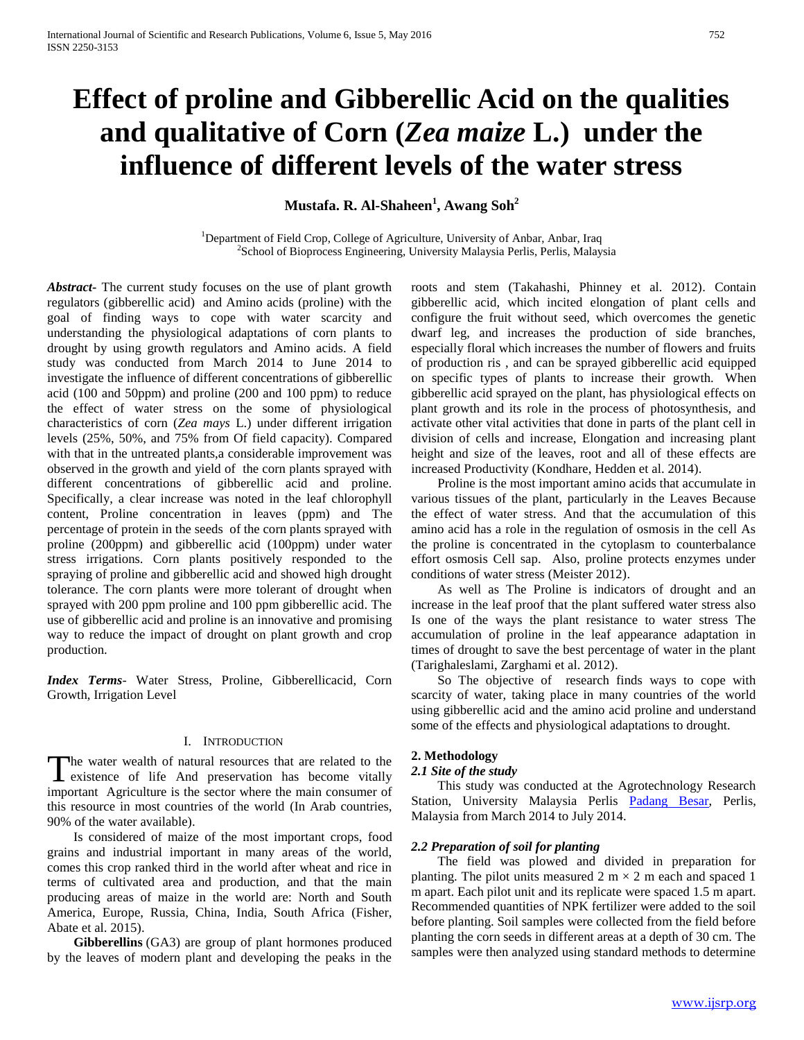# Effect of proline and Gibberellic Acid on the qualities and qualitative of Corn (*Zea maize* L.) under the influence of different levels of the water stress

**Mustafa. R. Al-Shaheen[1], Awang Soh[2]**

[1]Department of Field Crop, College of Agriculture, University of Anbar, Anbar, Iraq
[2]School of Bioprocess Engineering, University Malaysia Perlis, Perlis, Malaysia

***Abstract*-** The current study focuses on the use of plant growth regulators (gibberellic acid) and Amino acids (proline) with the goal of finding ways to cope with water scarcity and understanding the physiological adaptations of corn plants to drought by using growth regulators and Amino acids. A field study was conducted from March 2014 to June 2014 to investigate the influence of different concentrations of gibberellic acid (100 and 50ppm) and proline (200 and 100 ppm) to reduce the effect of water stress on the some of physiological characteristics of corn (*Zea mays* L.) under different irrigation levels (25%, 50%, and 75% from Of field capacity). Compared with that in the untreated plants,a considerable improvement was observed in the growth and yield of the corn plants sprayed with different concentrations of gibberellic acid and proline. Specifically, a clear increase was noted in the leaf chlorophyll content, Proline concentration in leaves (ppm) and The percentage of protein in the seeds of the corn plants sprayed with proline (200ppm) and gibberellic acid (100ppm) under water stress irrigations. Corn plants positively responded to the spraying of proline and gibberellic acid and showed high drought tolerance. The corn plants were more tolerant of drought when sprayed with 200 ppm proline and 100 ppm gibberellic acid. The use of gibberellic acid and proline is an innovative and promising way to reduce the impact of drought on plant growth and crop production.

***Index Terms*-** Water Stress, Proline, Gibberellicacid, Corn Growth, Irrigation Level

## I. Introduction

The water wealth of natural resources that are related to the existence of life And preservation has become vitally important Agriculture is the sector where the main consumer of this resource in most countries of the world (In Arab countries, 90% of the water available).

Is considered of maize of the most important crops, food grains and industrial important in many areas of the world, comes this crop ranked third in the world after wheat and rice in terms of cultivated area and production, and that the main producing areas of maize in the world are: North and South America, Europe, Russia, China, India, South Africa (Fisher, Abate et al. 2015).

**Gibberellins** (GA3) are group of plant hormones produced by the leaves of modern plant and developing the peaks in the roots and stem (Takahashi, Phinney et al. 2012). Contain gibberellic acid, which incited elongation of plant cells and configure the fruit without seed, which overcomes the genetic dwarf leg, and increases the production of side branches, especially floral which increases the number of flowers and fruits of production ris , and can be sprayed gibberellic acid equipped on specific types of plants to increase their growth. When gibberellic acid sprayed on the plant, has physiological effects on plant growth and its role in the process of photosynthesis, and activate other vital activities that done in parts of the plant cell in division of cells and increase, Elongation and increasing plant height and size of the leaves, root and all of these effects are increased Productivity (Kondhare, Hedden et al. 2014).

Proline is the most important amino acids that accumulate in various tissues of the plant, particularly in the Leaves Because the effect of water stress. And that the accumulation of this amino acid has a role in the regulation of osmosis in the cell As the proline is concentrated in the cytoplasm to counterbalance effort osmosis Cell sap. Also, proline protects enzymes under conditions of water stress (Meister 2012).

As well as The Proline is indicators of drought and an increase in the leaf proof that the plant suffered water stress also Is one of the ways the plant resistance to water stress The accumulation of proline in the leaf appearance adaptation in times of drought to save the best percentage of water in the plant (Tarighaleslami, Zarghami et al. 2012).

So The objective of research finds ways to cope with scarcity of water, taking place in many countries of the world using gibberellic acid and the amino acid proline and understand some of the effects and physiological adaptations to drought.

## 2. Methodology

### *2.1 Site of the study*

This study was conducted at the Agrotechnology Research Station, University Malaysia Perlis Padang Besar, Perlis, Malaysia from March 2014 to July 2014.

### *2.2 Preparation of soil for planting*

The field was plowed and divided in preparation for planting. The pilot units measured 2 m × 2 m each and spaced 1 m apart. Each pilot unit and its replicate were spaced 1.5 m apart. Recommended quantities of NPK fertilizer were added to the soil before planting. Soil samples were collected from the field before planting the corn seeds in different areas at a depth of 30 cm. The samples were then analyzed using standard methods to determine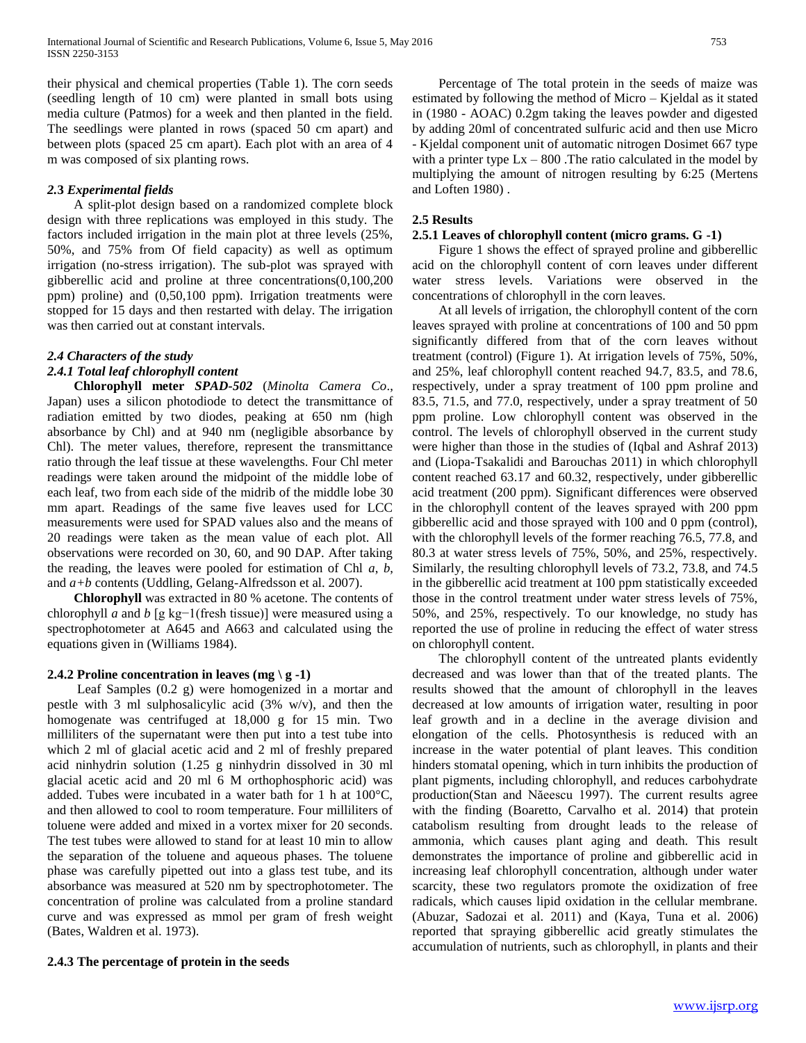their physical and chemical properties (Table 1). The corn seeds (seedling length of 10 cm) were planted in small bots using media culture (Patmos) for a week and then planted in the field. The seedlings were planted in rows (spaced 50 cm apart) and between plots (spaced 25 cm apart). Each plot with an area of 4 m was composed of six planting rows.

### *2.3 Experimental fields*

A split-plot design based on a randomized complete block design with three replications was employed in this study. The factors included irrigation in the main plot at three levels (25%, 50%, and 75% from Of field capacity) as well as optimum irrigation (no-stress irrigation). The sub-plot was sprayed with gibberellic acid and proline at three concentrations(0,100,200 ppm) proline) and (0,50,100 ppm). Irrigation treatments were stopped for 15 days and then restarted with delay. The irrigation was then carried out at constant intervals.

### *2.4 Characters of the study*

#### *2.4.1 Total leaf chlorophyll content*

**Chlorophyll meter** ***SPAD-502*** (*Minolta Camera Co*., Japan) uses a silicon photodiode to detect the transmittance of radiation emitted by two diodes, peaking at 650 nm (high absorbance by Chl) and at 940 nm (negligible absorbance by Chl). The meter values, therefore, represent the transmittance ratio through the leaf tissue at these wavelengths. Four Chl meter readings were taken around the midpoint of the middle lobe of each leaf, two from each side of the midrib of the middle lobe 30 mm apart. Readings of the same five leaves used for LCC measurements were used for SPAD values also and the means of 20 readings were taken as the mean value of each plot. All observations were recorded on 30, 60, and 90 DAP. After taking the reading, the leaves were pooled for estimation of Chl *a*, *b*, and *a+b* contents (Uddling, Gelang-Alfredsson et al. 2007).

**Chlorophyll** was extracted in 80 % acetone. The contents of chlorophyll *a* and *b* [g $kg^{-1}$(fresh tissue)] were measured using a spectrophotometer at A645 and A663 and calculated using the equations given in (Williams 1984).

#### **2.4.2 Proline concentration in leaves (mg \ g -1)**

Leaf Samples (0.2 g) were homogenized in a mortar and pestle with 3 ml sulphosalicylic acid (3% w/v), and then the homogenate was centrifuged at 18,000 g for 15 min. Two milliliters of the supernatant were then put into a test tube into which 2 ml of glacial acetic acid and 2 ml of freshly prepared acid ninhydrin solution (1.25 g ninhydrin dissolved in 30 ml glacial acetic acid and 20 ml 6 M orthophosphoric acid) was added. Tubes were incubated in a water bath for 1 h at 100°C, and then allowed to cool to room temperature. Four milliliters of toluene were added and mixed in a vortex mixer for 20 seconds. The test tubes were allowed to stand for at least 10 min to allow the separation of the toluene and aqueous phases. The toluene phase was carefully pipetted out into a glass test tube, and its absorbance was measured at 520 nm by spectrophotometer. The concentration of proline was calculated from a proline standard curve and was expressed as mmol per gram of fresh weight (Bates, Waldren et al. 1973).

#### **2.4.3 The percentage of protein in the seeds**

Percentage of The total protein in the seeds of maize was estimated by following the method of Micro – Kjeldal as it stated in (1980 - AOAC) 0.2gm taking the leaves powder and digested by adding 20ml of concentrated sulfuric acid and then use Micro - Kjeldal component unit of automatic nitrogen Dosimet 667 type with a printer type Lx – 800 .The ratio calculated in the model by multiplying the amount of nitrogen resulting by 6:25 (Mertens and Loften 1980) .

### **2.5 Results**

#### **2.5.1 Leaves of chlorophyll content (micro grams. G -1)**

Figure 1 shows the effect of sprayed proline and gibberellic acid on the chlorophyll content of corn leaves under different water stress levels. Variations were observed in the concentrations of chlorophyll in the corn leaves.

At all levels of irrigation, the chlorophyll content of the corn leaves sprayed with proline at concentrations of 100 and 50 ppm significantly differed from that of the corn leaves without treatment (control) (Figure 1). At irrigation levels of 75%, 50%, and 25%, leaf chlorophyll content reached 94.7, 83.5, and 78.6, respectively, under a spray treatment of 100 ppm proline and 83.5, 71.5, and 77.0, respectively, under a spray treatment of 50 ppm proline. Low chlorophyll content was observed in the control. The levels of chlorophyll observed in the current study were higher than those in the studies of (Iqbal and Ashraf 2013) and (Liopa-Tsakalidi and Barouchas 2011) in which chlorophyll content reached 63.17 and 60.32, respectively, under gibberellic acid treatment (200 ppm). Significant differences were observed in the chlorophyll content of the leaves sprayed with 200 ppm gibberellic acid and those sprayed with 100 and 0 ppm (control), with the chlorophyll levels of the former reaching 76.5, 77.8, and 80.3 at water stress levels of 75%, 50%, and 25%, respectively. Similarly, the resulting chlorophyll levels of 73.2, 73.8, and 74.5 in the gibberellic acid treatment at 100 ppm statistically exceeded those in the control treatment under water stress levels of 75%, 50%, and 25%, respectively. To our knowledge, no study has reported the use of proline in reducing the effect of water stress on chlorophyll content.

The chlorophyll content of the untreated plants evidently decreased and was lower than that of the treated plants. The results showed that the amount of chlorophyll in the leaves decreased at low amounts of irrigation water, resulting in poor leaf growth and in a decline in the average division and elongation of the cells. Photosynthesis is reduced with an increase in the water potential of plant leaves. This condition hinders stomatal opening, which in turn inhibits the production of plant pigments, including chlorophyll, and reduces carbohydrate production(Stan and Năeescu 1997). The current results agree with the finding (Boaretto, Carvalho et al. 2014) that protein catabolism resulting from drought leads to the release of ammonia, which causes plant aging and death. This result demonstrates the importance of proline and gibberellic acid in increasing leaf chlorophyll concentration, although under water scarcity, these two regulators promote the oxidization of free radicals, which causes lipid oxidation in the cellular membrane. (Abuzar, Sadozai et al. 2011) and (Kaya, Tuna et al. 2006) reported that spraying gibberellic acid greatly stimulates the accumulation of nutrients, such as chlorophyll, in plants and their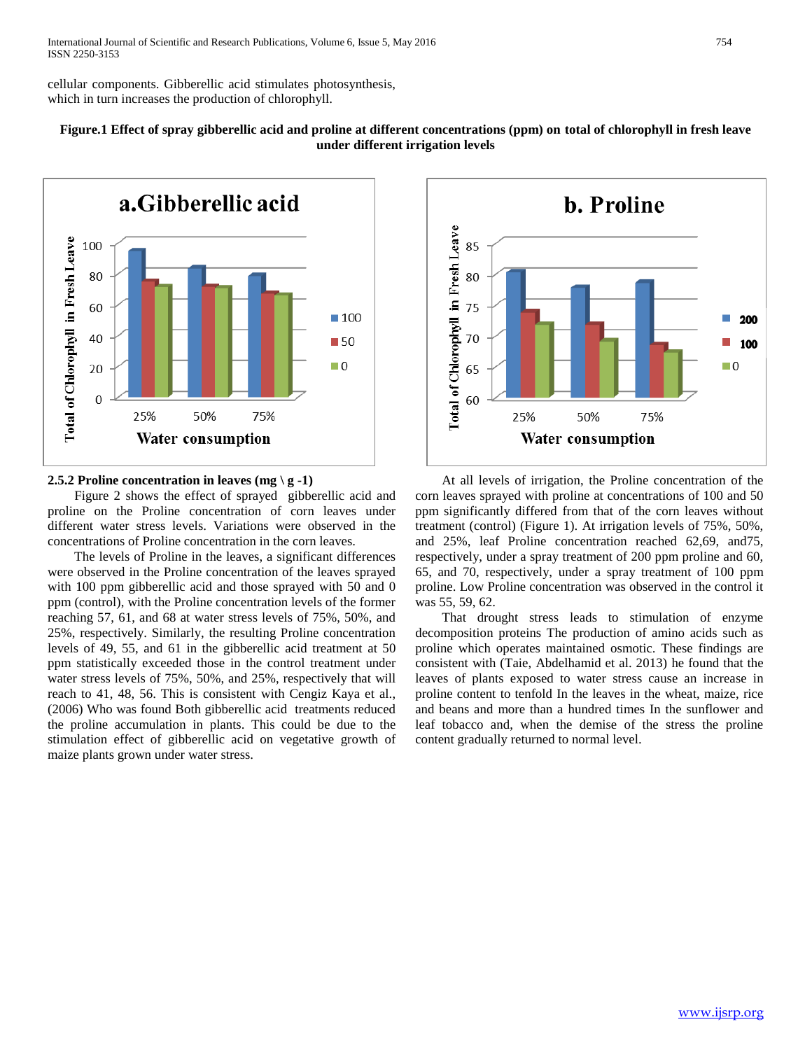cellular components. Gibberellic acid stimulates photosynthesis, which in turn increases the production of chlorophyll.

**Figure.1 Effect of spray gibberellic acid and proline at different concentrations (ppm) on total of chlorophyll in fresh leave under different irrigation levels**

### 2.5.2 Proline concentration in leaves (mg \ g -1)

Figure 2 shows the effect of sprayed gibberellic acid and proline on the Proline concentration of corn leaves under different water stress levels. Variations were observed in the concentrations of Proline concentration in the corn leaves.

The levels of Proline in the leaves, a significant differences were observed in the Proline concentration of the leaves sprayed with 100 ppm gibberellic acid and those sprayed with 50 and 0 ppm (control), with the Proline concentration levels of the former reaching 57, 61, and 68 at water stress levels of 75%, 50%, and 25%, respectively. Similarly, the resulting Proline concentration levels of 49, 55, and 61 in the gibberellic acid treatment at 50 ppm statistically exceeded those in the control treatment under water stress levels of 75%, 50%, and 25%, respectively that will reach to 41, 48, 56. This is consistent with Cengiz Kaya et al., (2006) Who was found Both gibberellic acid treatments reduced the proline accumulation in plants. This could be due to the stimulation effect of gibberellic acid on vegetative growth of maize plants grown under water stress.

At all levels of irrigation, the Proline concentration of the corn leaves sprayed with proline at concentrations of 100 and 50 ppm significantly differed from that of the corn leaves without treatment (control) (Figure 1). At irrigation levels of 75%, 50%, and 25%, leaf Proline concentration reached 62,69, and75, respectively, under a spray treatment of 200 ppm proline and 60, 65, and 70, respectively, under a spray treatment of 100 ppm proline. Low Proline concentration was observed in the control it was 55, 59, 62.

That drought stress leads to stimulation of enzyme decomposition proteins The production of amino acids such as proline which operates maintained osmotic. These findings are consistent with (Taie, Abdelhamid et al. 2013) he found that the leaves of plants exposed to water stress cause an increase in proline content to tenfold In the leaves in the wheat, maize, rice and beans and more than a hundred times In the sunflower and leaf tobacco and, when the demise of the stress the proline content gradually returned to normal level.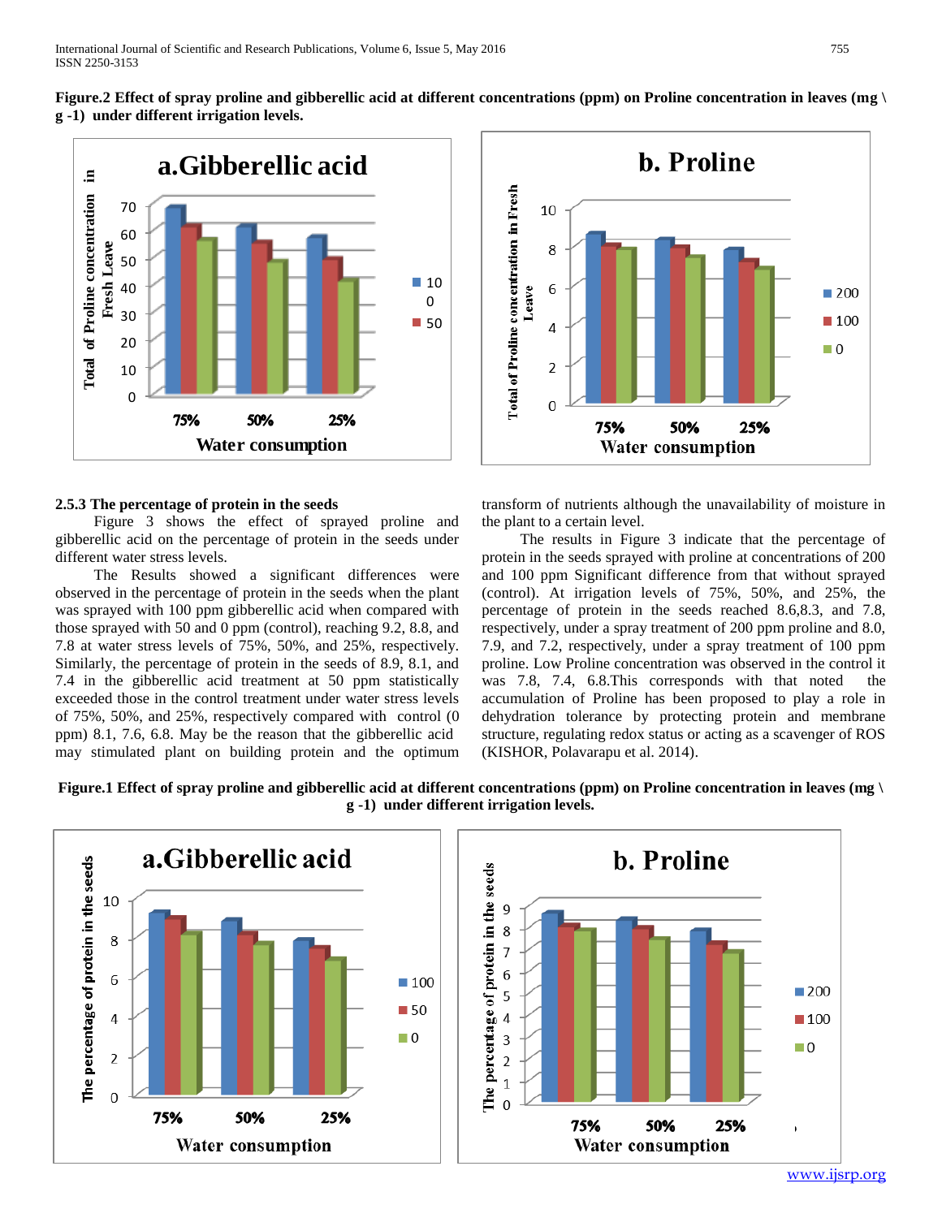**Figure.2 Effect of spray proline and gibberellic acid at different concentrations (ppm) on Proline concentration in leaves (mg \ g -1) under different irrigation levels.**

### 2.5.3 The percentage of protein in the seeds

Figure 3 shows the effect of sprayed proline and gibberellic acid on the percentage of protein in the seeds under different water stress levels.

The Results showed a significant differences were observed in the percentage of protein in the seeds when the plant was sprayed with 100 ppm gibberellic acid when compared with those sprayed with 50 and 0 ppm (control), reaching 9.2, 8.8, and 7.8 at water stress levels of 75%, 50%, and 25%, respectively. Similarly, the percentage of protein in the seeds of 8.9, 8.1, and 7.4 in the gibberellic acid treatment at 50 ppm statistically exceeded those in the control treatment under water stress levels of 75%, 50%, and 25%, respectively compared with control (0 ppm) 8.1, 7.6, 6.8. May be the reason that the gibberellic acid may stimulated plant on building protein and the optimum transform of nutrients although the unavailability of moisture in the plant to a certain level.

The results in Figure 3 indicate that the percentage of protein in the seeds sprayed with proline at concentrations of 200 and 100 ppm Significant difference from that without sprayed (control). At irrigation levels of 75%, 50%, and 25%, the percentage of protein in the seeds reached 8.6,8.3, and 7.8, respectively, under a spray treatment of 200 ppm proline and 8.0, 7.9, and 7.2, respectively, under a spray treatment of 100 ppm proline. Low Proline concentration was observed in the control it was 7.8, 7.4, 6.8.This corresponds with that noted the accumulation of Proline has been proposed to play a role in dehydration tolerance by protecting protein and membrane structure, regulating redox status or acting as a scavenger of ROS (KISHOR, Polavarapu et al. 2014).

**Figure.1 Effect of spray proline and gibberellic acid at different concentrations (ppm) on Proline concentration in leaves (mg \ g -1) under different irrigation levels.**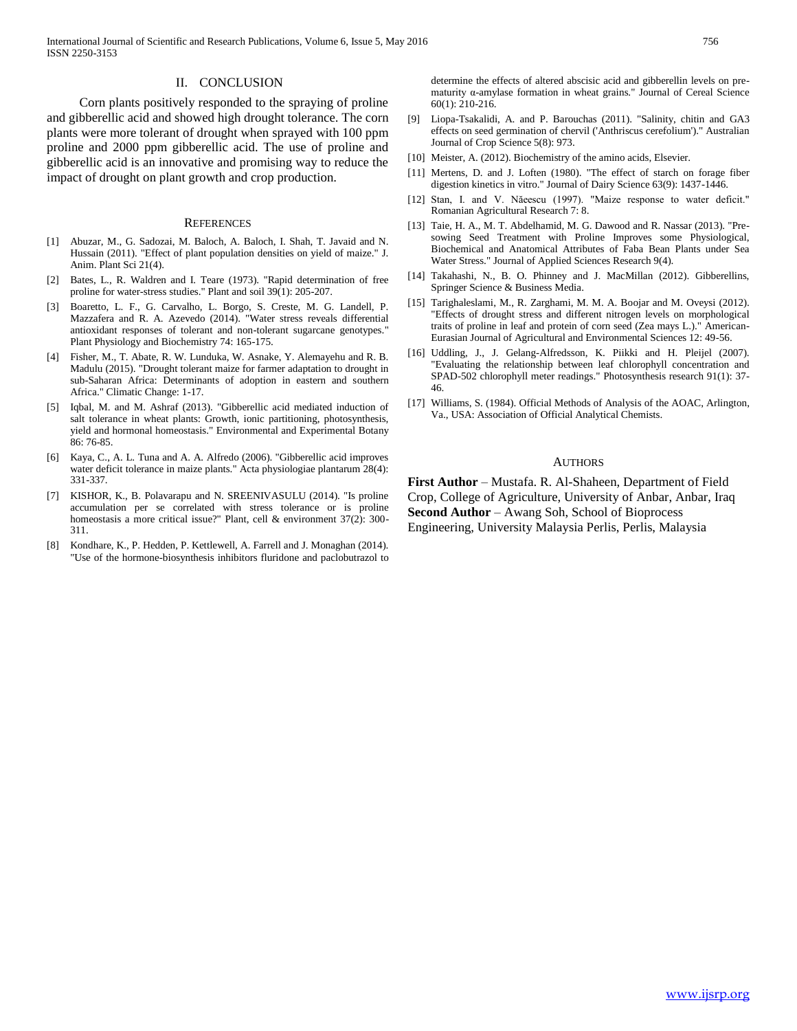## II. CONCLUSION

Corn plants positively responded to the spraying of proline and gibberellic acid and showed high drought tolerance. The corn plants were more tolerant of drought when sprayed with 100 ppm proline and 2000 ppm gibberellic acid. The use of proline and gibberellic acid is an innovative and promising way to reduce the impact of drought on plant growth and crop production.

## REFERENCES

[1] Abuzar, M., G. Sadozai, M. Baloch, A. Baloch, I. Shah, T. Javaid and N. Hussain (2011). "Effect of plant population densities on yield of maize." J. Anim. Plant Sci 21(4).

[2] Bates, L., R. Waldren and I. Teare (1973). "Rapid determination of free proline for water-stress studies." Plant and soil 39(1): 205-207.

[3] Boaretto, L. F., G. Carvalho, L. Borgo, S. Creste, M. G. Landell, P. Mazzafera and R. A. Azevedo (2014). "Water stress reveals differential antioxidant responses of tolerant and non-tolerant sugarcane genotypes." Plant Physiology and Biochemistry 74: 165-175.

[4] Fisher, M., T. Abate, R. W. Lunduka, W. Asnake, Y. Alemayehu and R. B. Madulu (2015). "Drought tolerant maize for farmer adaptation to drought in sub-Saharan Africa: Determinants of adoption in eastern and southern Africa." Climatic Change: 1-17.

[5] Iqbal, M. and M. Ashraf (2013). "Gibberellic acid mediated induction of salt tolerance in wheat plants: Growth, ionic partitioning, photosynthesis, yield and hormonal homeostasis." Environmental and Experimental Botany 86: 76-85.

[6] Kaya, C., A. L. Tuna and A. A. Alfredo (2006). "Gibberellic acid improves water deficit tolerance in maize plants." Acta physiologiae plantarum 28(4): 331-337.

[7] KISHOR, K., B. Polavarapu and N. SREENIVASULU (2014). "Is proline accumulation per se correlated with stress tolerance or is proline homeostasis a more critical issue?" Plant, cell & environment 37(2): 300-311.

[8] Kondhare, K., P. Hedden, P. Kettlewell, A. Farrell and J. Monaghan (2014). "Use of the hormone-biosynthesis inhibitors fluridone and paclobutrazol to determine the effects of altered abscisic acid and gibberellin levels on pre-maturity α-amylase formation in wheat grains." Journal of Cereal Science 60(1): 210-216.

[9] Liopa-Tsakalidi, A. and P. Barouchas (2011). "Salinity, chitin and GA3 effects on seed germination of chervil ('Anthriscus cerefolium')." Australian Journal of Crop Science 5(8): 973.

[10] Meister, A. (2012). Biochemistry of the amino acids, Elsevier.

[11] Mertens, D. and J. Loften (1980). "The effect of starch on forage fiber digestion kinetics in vitro." Journal of Dairy Science 63(9): 1437-1446.

[12] Stan, I. and V. Năescu (1997). "Maize response to water deficit." Romanian Agricultural Research 7: 8.

[13] Taie, H. A., M. T. Abdelhamid, M. G. Dawood and R. Nassar (2013). "Pre-sowing Seed Treatment with Proline Improves some Physiological, Biochemical and Anatomical Attributes of Faba Bean Plants under Sea Water Stress." Journal of Applied Sciences Research 9(4).

[14] Takahashi, N., B. O. Phinney and J. MacMillan (2012). Gibberellins, Springer Science & Business Media.

[15] Tarighaleslami, M., R. Zarghami, M. M. A. Boojar and M. Oveysi (2012). "Effects of drought stress and different nitrogen levels on morphological traits of proline in leaf and protein of corn seed (Zea mays L.)." American-Eurasian Journal of Agricultural and Environmental Sciences 12: 49-56.

[16] Uddling, J., J. Gelang-Alfredsson, K. Piikki and H. Pleijel (2007). "Evaluating the relationship between leaf chlorophyll concentration and SPAD-502 chlorophyll meter readings." Photosynthesis research 91(1): 37-46.

[17] Williams, S. (1984). Official Methods of Analysis of the AOAC, Arlington, Va., USA: Association of Official Analytical Chemists.

## AUTHORS

**First Author** – Mustafa. R. Al-Shaheen, Department of Field Crop, College of Agriculture, University of Anbar, Anbar, Iraq

**Second Author** – Awang Soh, School of Bioprocess Engineering, University Malaysia Perlis, Perlis, Malaysia